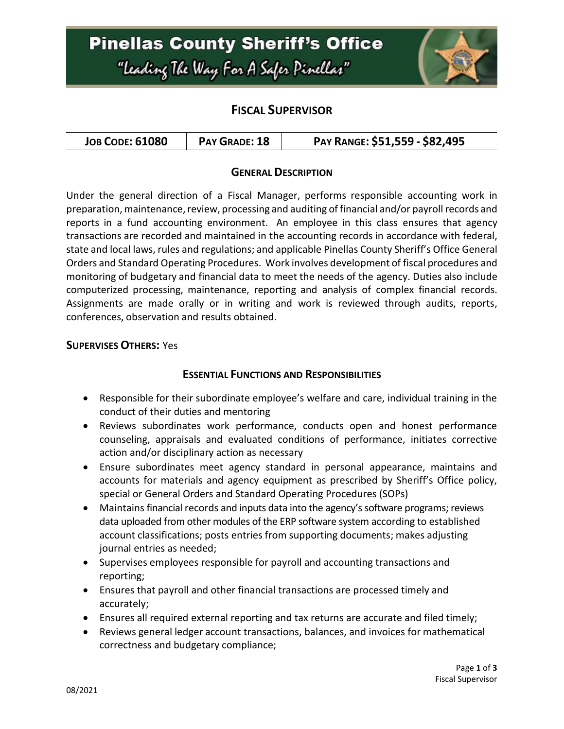# Pinellas County Sheriff's Office

*"Leading The Way For A Safer Pinellas"*

## FISCAL SUPERVISOR

| JOB CODE: 61080 | PAY GRADE: 18 | PAY RANGE: $51,559 - $82,495 |
|---|---|---|

### GENERAL DESCRIPTION

Under the general direction of a Fiscal Manager, performs responsible accounting work in preparation, maintenance, review, processing and auditing of financial and/or payroll records and reports in a fund accounting environment. An employee in this class ensures that agency transactions are recorded and maintained in the accounting records in accordance with federal, state and local laws, rules and regulations; and applicable Pinellas County Sheriff's Office General Orders and Standard Operating Procedures. Work involves development of fiscal procedures and monitoring of budgetary and financial data to meet the needs of the agency. Duties also include computerized processing, maintenance, reporting and analysis of complex financial records. Assignments are made orally or in writing and work is reviewed through audits, reports, conferences, observation and results obtained.

**SUPERVISES OTHERS:** Yes

### ESSENTIAL FUNCTIONS AND RESPONSIBILITIES

- Responsible for their subordinate employee's welfare and care, individual training in the conduct of their duties and mentoring
- Reviews subordinates work performance, conducts open and honest performance counseling, appraisals and evaluated conditions of performance, initiates corrective action and/or disciplinary action as necessary
- Ensure subordinates meet agency standard in personal appearance, maintains and accounts for materials and agency equipment as prescribed by Sheriff's Office policy, special or General Orders and Standard Operating Procedures (SOPs)
- Maintains financial records and inputs data into the agency's software programs; reviews data uploaded from other modules of the ERP software system according to established account classifications; posts entries from supporting documents; makes adjusting journal entries as needed;
- Supervises employees responsible for payroll and accounting transactions and reporting;
- Ensures that payroll and other financial transactions are processed timely and accurately;
- Ensures all required external reporting and tax returns are accurate and filed timely;
- Reviews general ledger account transactions, balances, and invoices for mathematical correctness and budgetary compliance;

08/2021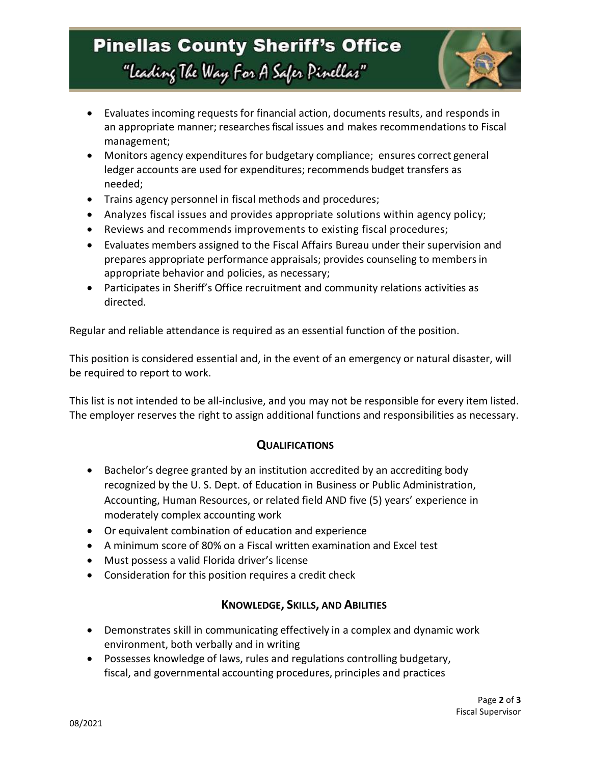- Evaluates incoming requests for financial action, documents results, and responds in an appropriate manner; researches fiscal issues and makes recommendations to Fiscal management;
- Monitors agency expenditures for budgetary compliance; ensures correct general ledger accounts are used for expenditures; recommends budget transfers as needed;
- Trains agency personnel in fiscal methods and procedures;
- Analyzes fiscal issues and provides appropriate solutions within agency policy;
- Reviews and recommends improvements to existing fiscal procedures;
- Evaluates members assigned to the Fiscal Affairs Bureau under their supervision and prepares appropriate performance appraisals; provides counseling to members in appropriate behavior and policies, as necessary;
- Participates in Sheriff's Office recruitment and community relations activities as directed.

Regular and reliable attendance is required as an essential function of the position.

This position is considered essential and, in the event of an emergency or natural disaster, will be required to report to work.

This list is not intended to be all-inclusive, and you may not be responsible for every item listed. The employer reserves the right to assign additional functions and responsibilities as necessary.

## Qualifications

- Bachelor's degree granted by an institution accredited by an accrediting body recognized by the U. S. Dept. of Education in Business or Public Administration, Accounting, Human Resources, or related field AND five (5) years' experience in moderately complex accounting work
- Or equivalent combination of education and experience
- A minimum score of 80% on a Fiscal written examination and Excel test
- Must possess a valid Florida driver's license
- Consideration for this position requires a credit check

## Knowledge, Skills, and Abilities

- Demonstrates skill in communicating effectively in a complex and dynamic work environment, both verbally and in writing
- Possesses knowledge of laws, rules and regulations controlling budgetary, fiscal, and governmental accounting procedures, principles and practices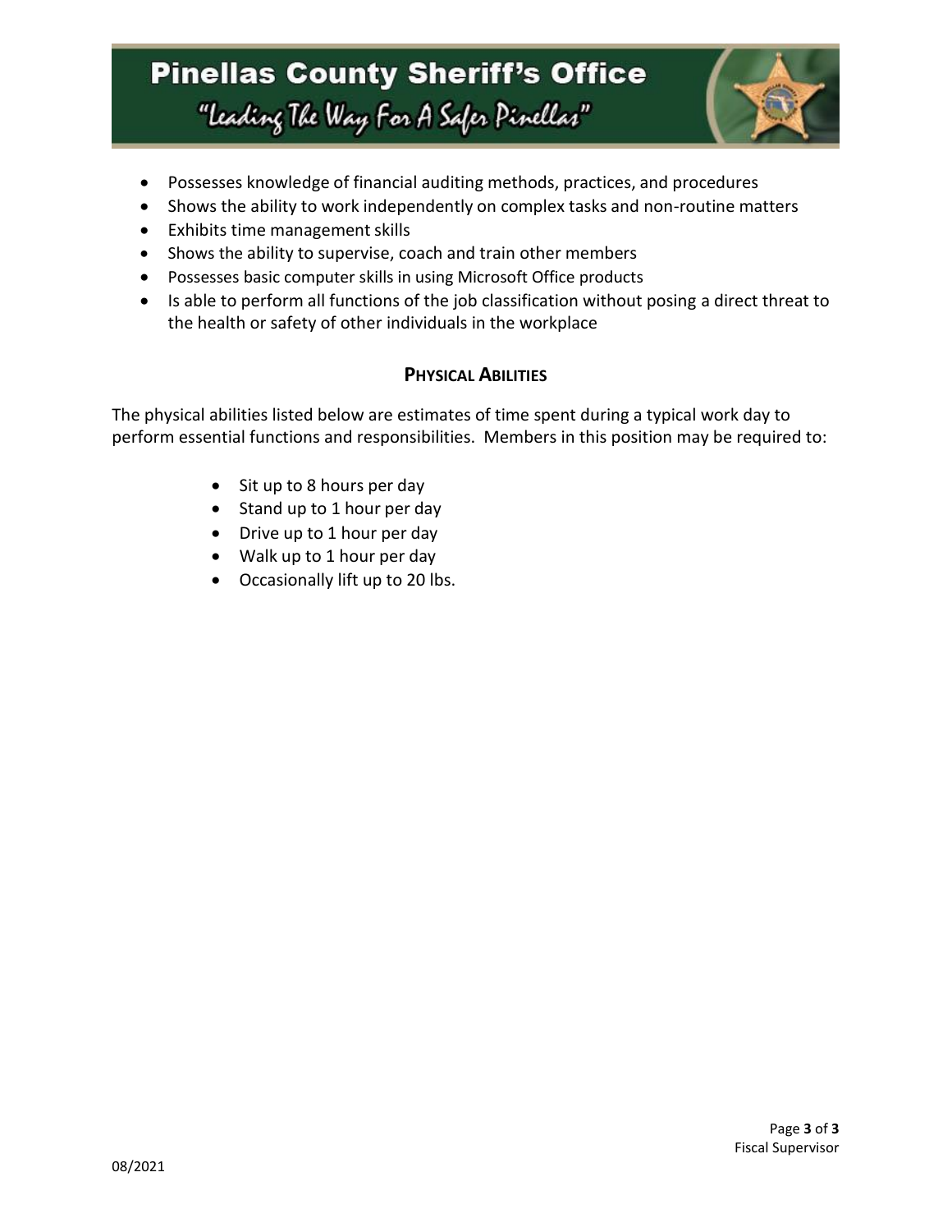- Possesses knowledge of financial auditing methods, practices, and procedures
- Shows the ability to work independently on complex tasks and non-routine matters
- Exhibits time management skills
- Shows the ability to supervise, coach and train other members
- Possesses basic computer skills in using Microsoft Office products
- Is able to perform all functions of the job classification without posing a direct threat to the health or safety of other individuals in the workplace

## PHYSICAL ABILITIES

The physical abilities listed below are estimates of time spent during a typical work day to perform essential functions and responsibilities. Members in this position may be required to:

- Sit up to 8 hours per day
- Stand up to 1 hour per day
- Drive up to 1 hour per day
- Walk up to 1 hour per day
- Occasionally lift up to 20 lbs.